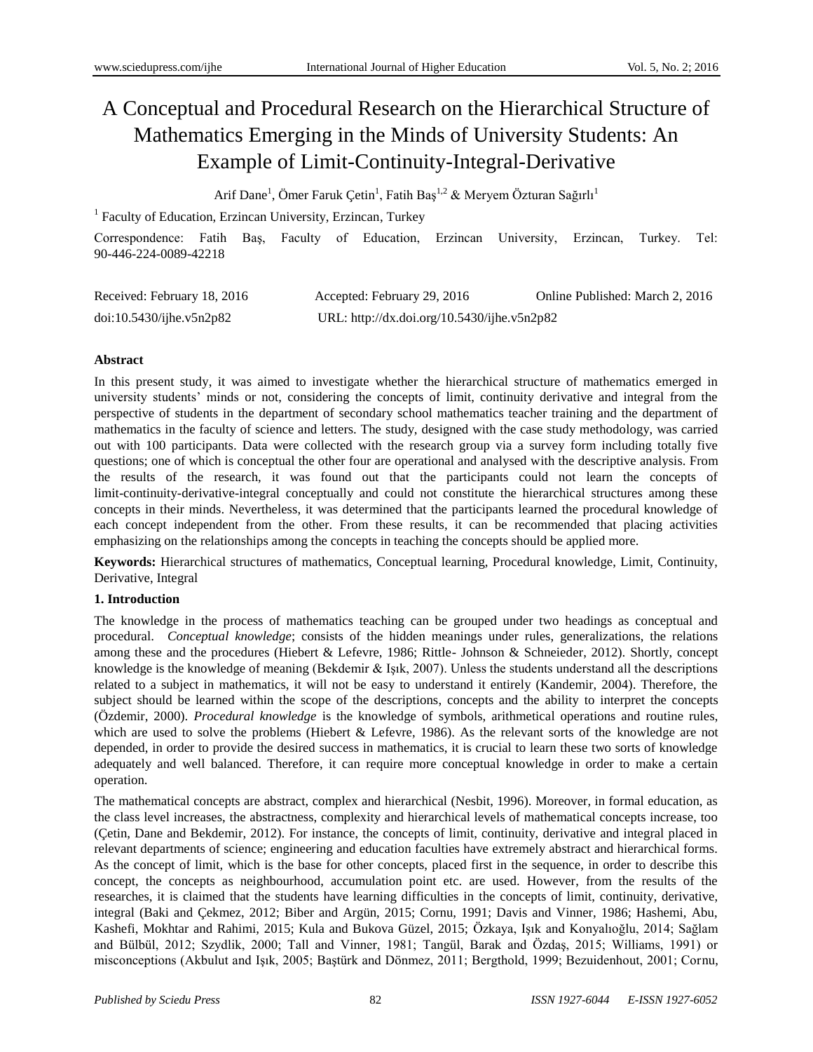# A Conceptual and Procedural Research on the Hierarchical Structure of Mathematics Emerging in the Minds of University Students: An Example of Limit-Continuity-Integral-Derivative

Arif Dane[1], Ömer Faruk Çetin[1], Fatih Baş[1,2] & Meryem Özturan Sağırlı[1]

[1] Faculty of Education, Erzincan University, Erzincan, Turkey

Correspondence: Fatih Baş, Faculty of Education, Erzincan University, Erzincan, Turkey. Tel: 90-446-224-0089-42218

Received: February 18, 2016 Accepted: February 29, 2016 Online Published: March 2, 2016

doi:10.5430/ijhe.v5n2p82 URL: http://dx.doi.org/10.5430/ijhe.v5n2p82

**Abstract**

In this present study, it was aimed to investigate whether the hierarchical structure of mathematics emerged in university students' minds or not, considering the concepts of limit, continuity derivative and integral from the perspective of students in the department of secondary school mathematics teacher training and the department of mathematics in the faculty of science and letters. The study, designed with the case study methodology, was carried out with 100 participants. Data were collected with the research group via a survey form including totally five questions; one of which is conceptual the other four are operational and analysed with the descriptive analysis. From the results of the research, it was found out that the participants could not learn the concepts of limit-continuity-derivative-integral conceptually and could not constitute the hierarchical structures among these concepts in their minds. Nevertheless, it was determined that the participants learned the procedural knowledge of each concept independent from the other. From these results, it can be recommended that placing activities emphasizing on the relationships among the concepts in teaching the concepts should be applied more.

**Keywords:** Hierarchical structures of mathematics, Conceptual learning, Procedural knowledge, Limit, Continuity, Derivative, Integral

## 1. Introduction

The knowledge in the process of mathematics teaching can be grouped under two headings as conceptual and procedural. *Conceptual knowledge*; consists of the hidden meanings under rules, generalizations, the relations among these and the procedures (Hiebert & Lefevre, 1986; Rittle- Johnson & Schneieder, 2012). Shortly, concept knowledge is the knowledge of meaning (Bekdemir & Işık, 2007). Unless the students understand all the descriptions related to a subject in mathematics, it will not be easy to understand it entirely (Kandemir, 2004). Therefore, the subject should be learned within the scope of the descriptions, concepts and the ability to interpret the concepts (Özdemir, 2000). *Procedural knowledge* is the knowledge of symbols, arithmetical operations and routine rules, which are used to solve the problems (Hiebert & Lefevre, 1986). As the relevant sorts of the knowledge are not depended, in order to provide the desired success in mathematics, it is crucial to learn these two sorts of knowledge adequately and well balanced. Therefore, it can require more conceptual knowledge in order to make a certain operation.

The mathematical concepts are abstract, complex and hierarchical (Nesbit, 1996). Moreover, in formal education, as the class level increases, the abstractness, complexity and hierarchical levels of mathematical concepts increase, too (Çetin, Dane and Bekdemir, 2012). For instance, the concepts of limit, continuity, derivative and integral placed in relevant departments of science; engineering and education faculties have extremely abstract and hierarchical forms. As the concept of limit, which is the base for other concepts, placed first in the sequence, in order to describe this concept, the concepts as neighbourhood, accumulation point etc. are used. However, from the results of the researches, it is claimed that the students have learning difficulties in the concepts of limit, continuity, derivative, integral (Baki and Çekmez, 2012; Biber and Argün, 2015; Cornu, 1991; Davis and Vinner, 1986; Hashemi, Abu, Kashefi, Mokhtar and Rahimi, 2015; Kula and Bukova Güzel, 2015; Özkaya, Işık and Konyalıoğlu, 2014; Sağlam and Bülbül, 2012; Szydlik, 2000; Tall and Vinner, 1981; Tangül, Barak and Özdaş, 2015; Williams, 1991) or misconceptions (Akbulut and Işık, 2005; Baştürk and Dönmez, 2011; Bergthold, 1999; Bezuidenhout, 2001; Cornu,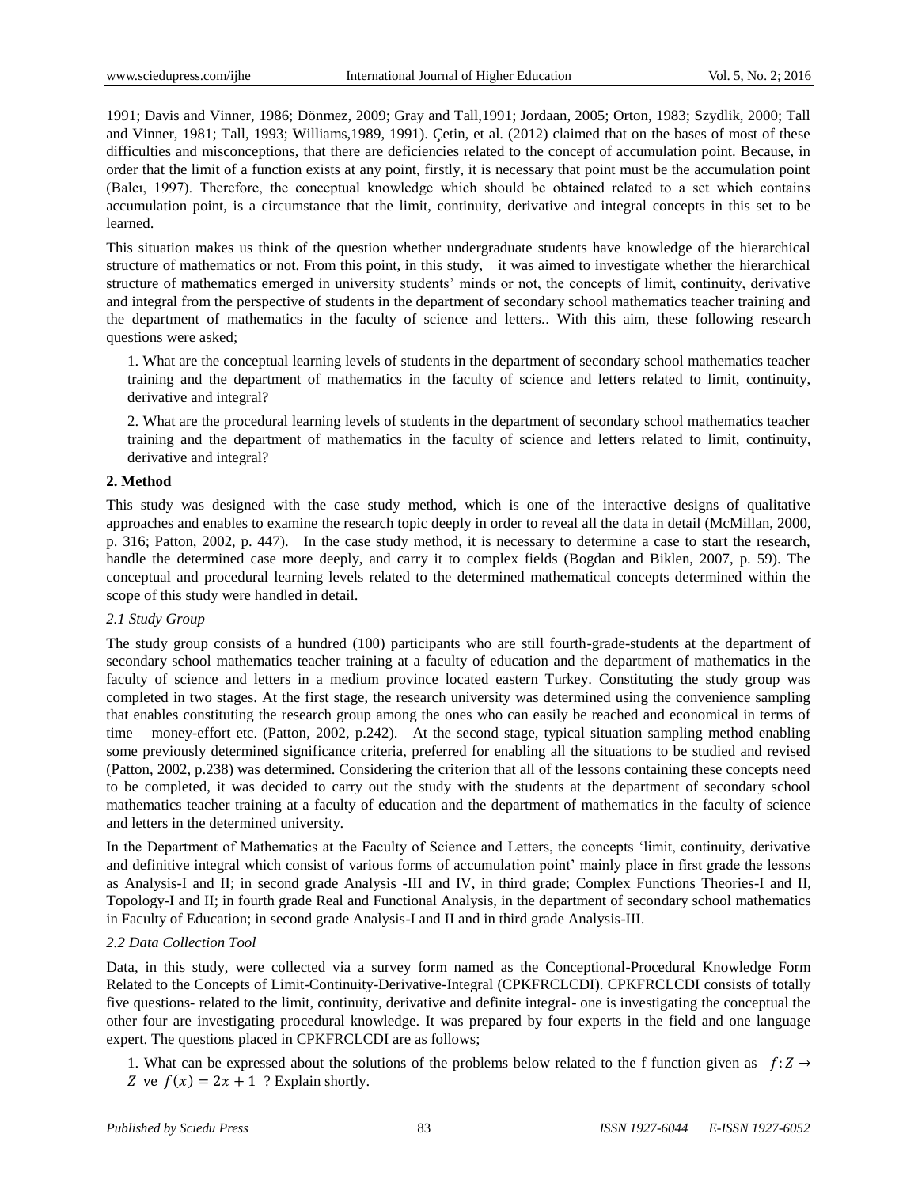1991; Davis and Vinner, 1986; Dönmez, 2009; Gray and Tall,1991; Jordaan, 2005; Orton, 1983; Szydlik, 2000; Tall and Vinner, 1981; Tall, 1993; Williams,1989, 1991). Çetin, et al. (2012) claimed that on the bases of most of these difficulties and misconceptions, that there are deficiencies related to the concept of accumulation point. Because, in order that the limit of a function exists at any point, firstly, it is necessary that point must be the accumulation point (Balcı, 1997). Therefore, the conceptual knowledge which should be obtained related to a set which contains accumulation point, is a circumstance that the limit, continuity, derivative and integral concepts in this set to be learned.

This situation makes us think of the question whether undergraduate students have knowledge of the hierarchical structure of mathematics or not. From this point, in this study, it was aimed to investigate whether the hierarchical structure of mathematics emerged in university students' minds or not, the concepts of limit, continuity, derivative and integral from the perspective of students in the department of secondary school mathematics teacher training and the department of mathematics in the faculty of science and letters.. With this aim, these following research questions were asked;

1. What are the conceptual learning levels of students in the department of secondary school mathematics teacher training and the department of mathematics in the faculty of science and letters related to limit, continuity, derivative and integral?

2. What are the procedural learning levels of students in the department of secondary school mathematics teacher training and the department of mathematics in the faculty of science and letters related to limit, continuity, derivative and integral?

## 2. Method

This study was designed with the case study method, which is one of the interactive designs of qualitative approaches and enables to examine the research topic deeply in order to reveal all the data in detail (McMillan, 2000, p. 316; Patton, 2002, p. 447). In the case study method, it is necessary to determine a case to start the research, handle the determined case more deeply, and carry it to complex fields (Bogdan and Biklen, 2007, p. 59). The conceptual and procedural learning levels related to the determined mathematical concepts determined within the scope of this study were handled in detail.

### *2.1 Study Group*

The study group consists of a hundred (100) participants who are still fourth-grade-students at the department of secondary school mathematics teacher training at a faculty of education and the department of mathematics in the faculty of science and letters in a medium province located eastern Turkey. Constituting the study group was completed in two stages. At the first stage, the research university was determined using the convenience sampling that enables constituting the research group among the ones who can easily be reached and economical in terms of time – money-effort etc. (Patton, 2002, p.242). At the second stage, typical situation sampling method enabling some previously determined significance criteria, preferred for enabling all the situations to be studied and revised (Patton, 2002, p.238) was determined. Considering the criterion that all of the lessons containing these concepts need to be completed, it was decided to carry out the study with the students at the department of secondary school mathematics teacher training at a faculty of education and the department of mathematics in the faculty of science and letters in the determined university.

In the Department of Mathematics at the Faculty of Science and Letters, the concepts 'limit, continuity, derivative and definitive integral which consist of various forms of accumulation point' mainly place in first grade the lessons as Analysis-I and II; in second grade Analysis -III and IV, in third grade; Complex Functions Theories-I and II, Topology-I and II; in fourth grade Real and Functional Analysis, in the department of secondary school mathematics in Faculty of Education; in second grade Analysis-I and II and in third grade Analysis-III.

### *2.2 Data Collection Tool*

Data, in this study, were collected via a survey form named as the Conceptional-Procedural Knowledge Form Related to the Concepts of Limit-Continuity-Derivative-Integral (CPKFRCLCDI). CPKFRCLCDI consists of totally five questions- related to the limit, continuity, derivative and definite integral- one is investigating the conceptual the other four are investigating procedural knowledge. It was prepared by four experts in the field and one language expert. The questions placed in CPKFRCLCDI are as follows;

1. What can be expressed about the solutions of the problems below related to the f function given as $f: Z \rightarrow Z$ ve $f(x) = 2x + 1$ ? Explain shortly.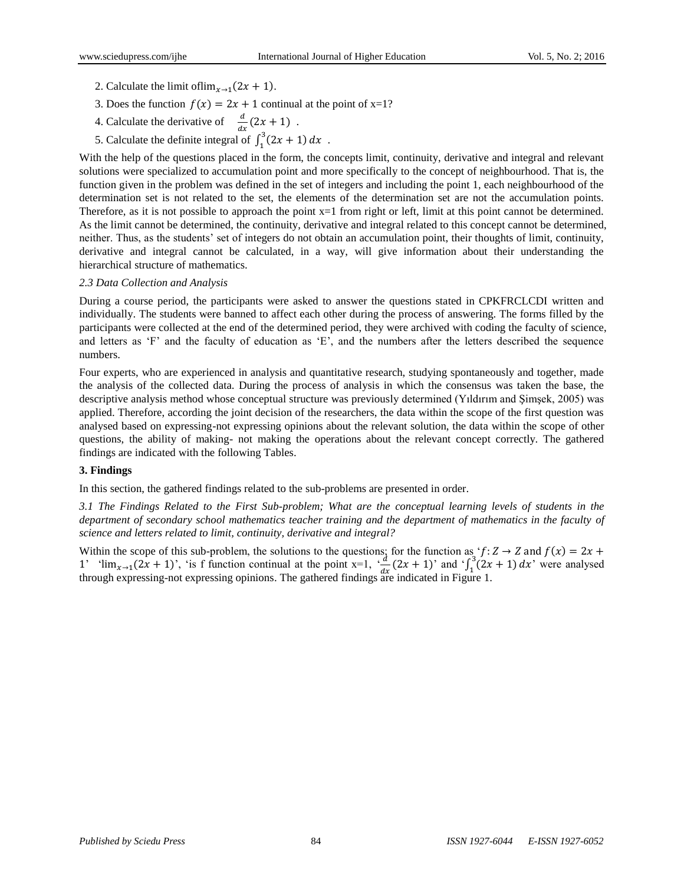2. Calculate the limit of$\lim_{x\to 1}(2x+1)$.

3. Does the function $f(x) = 2x + 1$ continual at the point of x=1?

4. Calculate the derivative of $\frac{d}{dx}(2x+1)$ .

5. Calculate the definite integral of $\int_1^3 (2x+1)\,dx$ .

With the help of the questions placed in the form, the concepts limit, continuity, derivative and integral and relevant solutions were specialized to accumulation point and more specifically to the concept of neighbourhood. That is, the function given in the problem was defined in the set of integers and including the point 1, each neighbourhood of the determination set is not related to the set, the elements of the determination set are not the accumulation points. Therefore, as it is not possible to approach the point x=1 from right or left, limit at this point cannot be determined. As the limit cannot be determined, the continuity, derivative and integral related to this concept cannot be determined, neither. Thus, as the students' set of integers do not obtain an accumulation point, their thoughts of limit, continuity, derivative and integral cannot be calculated, in a way, will give information about their understanding the hierarchical structure of mathematics.

*2.3 Data Collection and Analysis*

During a course period, the participants were asked to answer the questions stated in CPKFRCLCDI written and individually. The students were banned to affect each other during the process of answering. The forms filled by the participants were collected at the end of the determined period, they were archived with coding the faculty of science, and letters as 'F' and the faculty of education as 'E', and the numbers after the letters described the sequence numbers.

Four experts, who are experienced in analysis and quantitative research, studying spontaneously and together, made the analysis of the collected data. During the process of analysis in which the consensus was taken the base, the descriptive analysis method whose conceptual structure was previously determined (Yıldırım and Şimşek, 2005) was applied. Therefore, according the joint decision of the researchers, the data within the scope of the first question was analysed based on expressing-not expressing opinions about the relevant solution, the data within the scope of other questions, the ability of making- not making the operations about the relevant concept correctly. The gathered findings are indicated with the following Tables.

## 3. Findings

In this section, the gathered findings related to the sub-problems are presented in order.

*3.1 The Findings Related to the First Sub-problem; What are the conceptual learning levels of students in the department of secondary school mathematics teacher training and the department of mathematics in the faculty of science and letters related to limit, continuity, derivative and integral?*

Within the scope of this sub-problem, the solutions to the questions; for the function as '$f\colon Z \to Z$ and $f(x) = 2x + 1$' '$\lim_{x\to 1}(2x+1)$', 'is f function continual at the point x=1, '$\frac{d}{dx}(2x+1)$' and '$\int_1^3 (2x+1)\,dx$' were analysed through expressing-not expressing opinions. The gathered findings are indicated in Figure 1.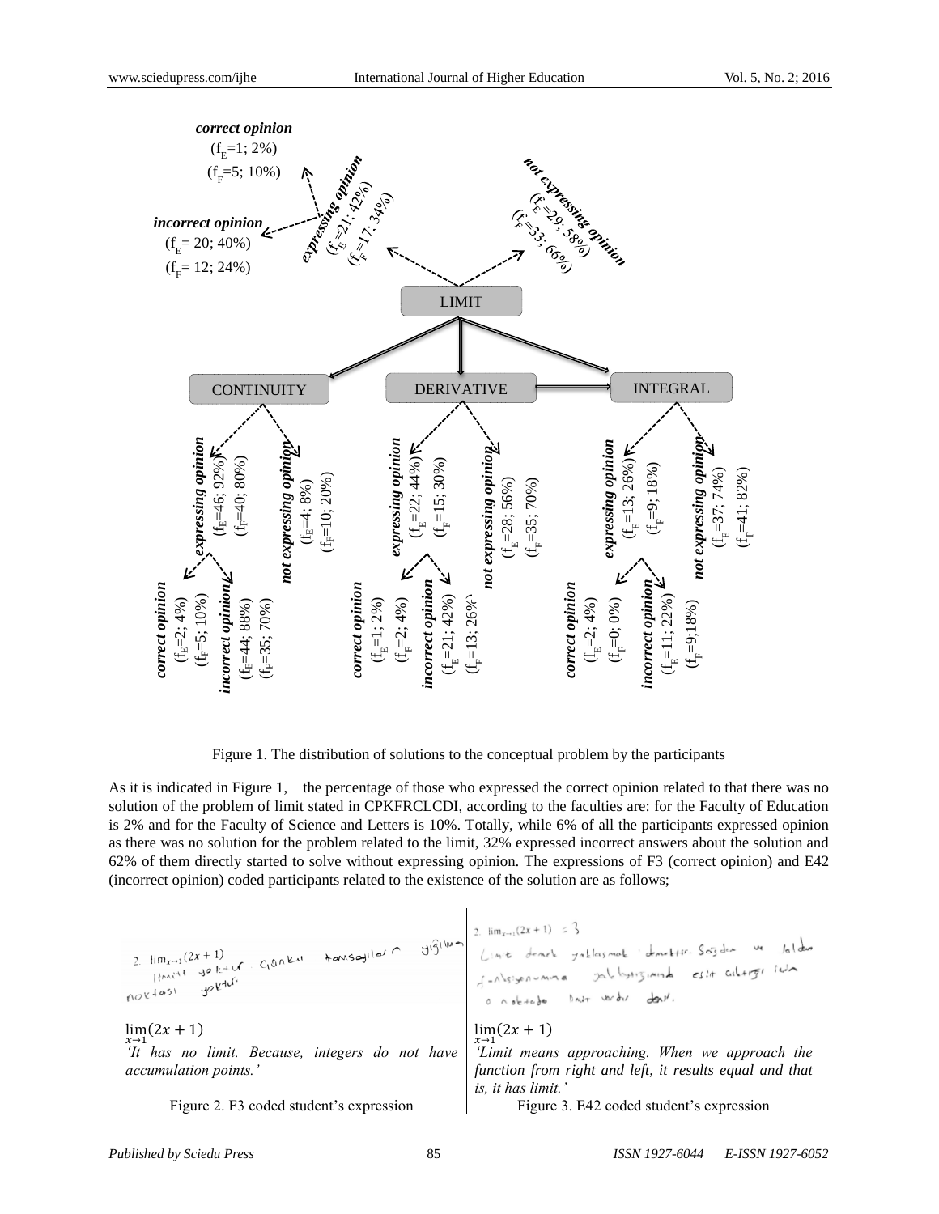correct opinion
($f_E$=1; 2%)
($f_F$=5; 10%)

incorrect opinion
($f_E$= 20; 40%)
($f_F$= 12; 24%)

expressing opinion
($f_E$=21; 42%)
($f_F$=17; 34%)

not expressing opinion
($f_E$=29; 58%)
($f_F$=33; 66%)

LIMIT

CONTINUITY

DERIVATIVE

INTEGRAL

expressing opinion ($f_E$=46; 92%) ($f_F$=40; 80%)

not expressing opinion ($f_E$=4; 8%) ($f_F$=10; 20%)

correct opinion ($f_E$=2; 4%) ($f_F$=5; 10%)

incorrect opinion ($f_E$=44; 88%) ($f_F$=35; 70%)

expressing opinion ($f_E$=22; 44%) ($f_F$=15; 30%)

not expressing opinion ($f_E$=28; 56%) ($f_F$=35; 70%)

correct opinion ($f_E$=1; 2%) ($f_F$=2; 4%)

incorrect opinion ($f_E$=21; 42%) ($f_F$=13; 26%)

expressing opinion ($f_E$=13; 26%) ($f_F$=9; 18%)

not expressing opinion ($f_E$=37; 74%) ($f_F$=41; 82%)

correct opinion ($f_E$=2; 4%) ($f_F$=0; 0%)

incorrect opinion ($f_E$=11; 22%) ($f_F$=9;18%)

Figure 1. The distribution of solutions to the conceptual problem by the participants

As it is indicated in Figure 1, the percentage of those who expressed the correct opinion related to that there was no solution of the problem of limit stated in CPKFRCLCDI, according to the faculties are: for the Faculty of Education is 2% and for the Faculty of Science and Letters is 10%. Totally, while 6% of all the participants expressed opinion as there was no solution for the problem related to the limit, 32% expressed incorrect answers about the solution and 62% of them directly started to solve without expressing opinion. The expressions of F3 (correct opinion) and E42 (incorrect opinion) coded participants related to the existence of the solution are as follows;

2. $\lim_{x\to 1}(2x+1)$ limiti yoktur. Çünkü tamsayıların yığılma noktası yoktur.

$$\lim_{x\to 1}(2x+1)$$

*'It has no limit. Because, integers do not have accumulation points.'*

Figure 2. F3 coded student's expression

2. $\lim_{x\to 1}(2x+1) = 3$ Limit demek yaklaşmak demektir. Sağdan ve soldan fonksiyonuma yaklaştığımda eşit çıktığı için o noktada limit vardır dedi.

$$\lim_{x\to 1}(2x+1)$$

*'Limit means approaching. When we approach the function from right and left, it results equal and that is, it has limit.'*

Figure 3. E42 coded student's expression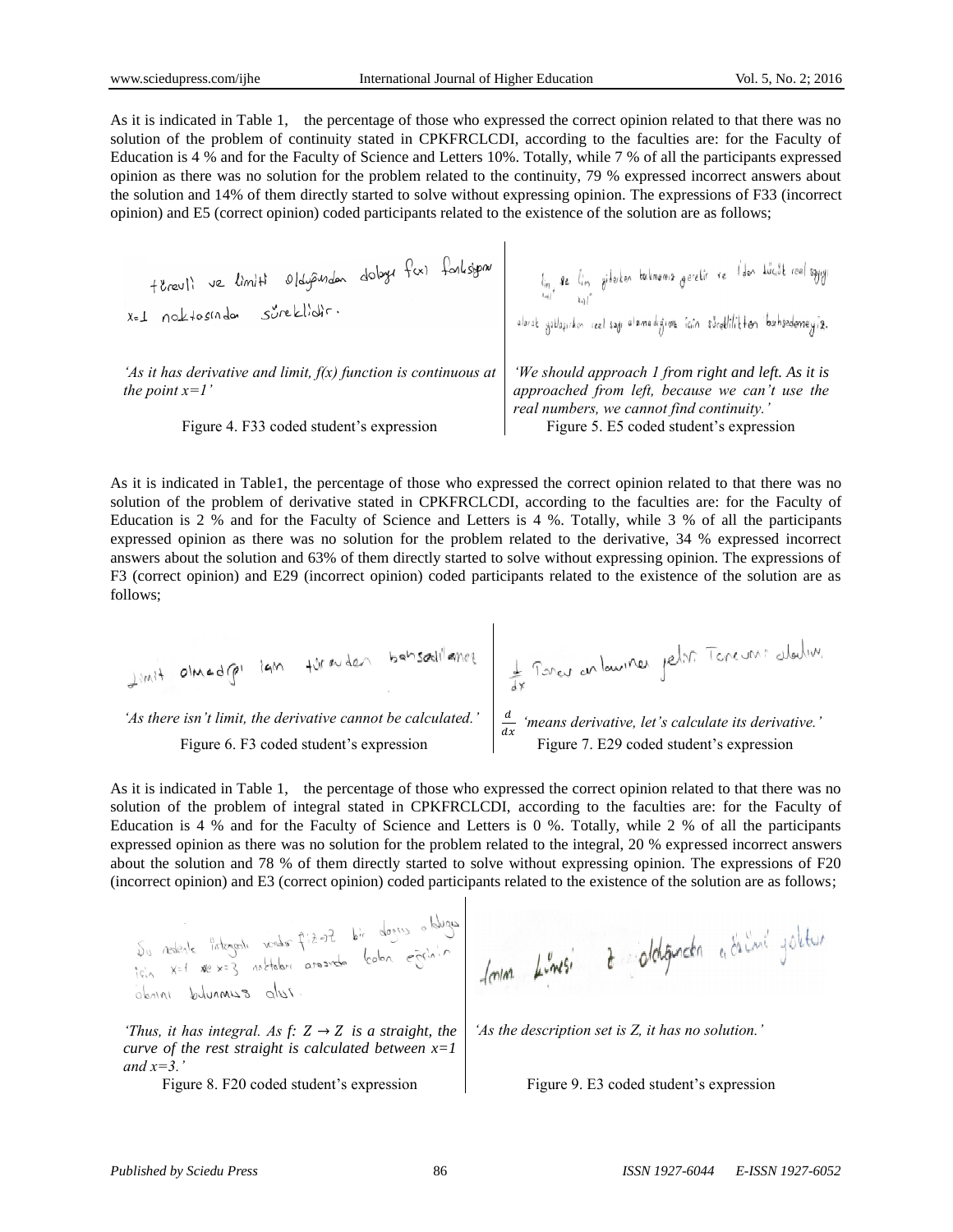As it is indicated in Table 1, the percentage of those who expressed the correct opinion related to that there was no solution of the problem of continuity stated in CPKFRCLCDI, according to the faculties are: for the Faculty of Education is 4 % and for the Faculty of Science and Letters 10%. Totally, while 7 % of all the participants expressed opinion as there was no solution for the problem related to the continuity, 79 % expressed incorrect answers about the solution and 14% of them directly started to solve without expressing opinion. The expressions of F33 (incorrect opinion) and E5 (correct opinion) coded participants related to the existence of the solution are as follows;

*'As it has derivative and limit, f(x) function is continuous at the point x=1'*

Figure 4. F33 coded student's expression

*'We should approach 1 from right and left. As it is approached from left, because we can't use the real numbers, we cannot find continuity.'*

Figure 5. E5 coded student's expression

As it is indicated in Table1, the percentage of those who expressed the correct opinion related to that there was no solution of the problem of derivative stated in CPKFRCLCDI, according to the faculties are: for the Faculty of Education is 2 % and for the Faculty of Science and Letters is 4 %. Totally, while 3 % of all the participants expressed opinion as there was no solution for the problem related to the derivative, 34 % expressed incorrect answers about the solution and 63% of them directly started to solve without expressing opinion. The expressions of F3 (correct opinion) and E29 (incorrect opinion) coded participants related to the existence of the solution are as follows;

*'As there isn't limit, the derivative cannot be calculated.'*

Figure 6. F3 coded student's expression

$\frac{d}{dx}$ *'means derivative, let's calculate its derivative.'*

Figure 7. E29 coded student's expression

As it is indicated in Table 1, the percentage of those who expressed the correct opinion related to that there was no solution of the problem of integral stated in CPKFRCLCDI, according to the faculties are: for the Faculty of Education is 4 % and for the Faculty of Science and Letters is 0 %. Totally, while 2 % of all the participants expressed opinion as there was no solution for the problem related to the integral, 20 % expressed incorrect answers about the solution and 78 % of them directly started to solve without expressing opinion. The expressions of F20 (incorrect opinion) and E3 (correct opinion) coded participants related to the existence of the solution are as follows;

*'Thus, it has integral. As $f: Z \rightarrow Z$ is a straight, the curve of the rest straight is calculated between x=1 and x=3.'*

Figure 8. F20 coded student's expression

*'As the description set is Z, it has no solution.'*

Figure 9. E3 coded student's expression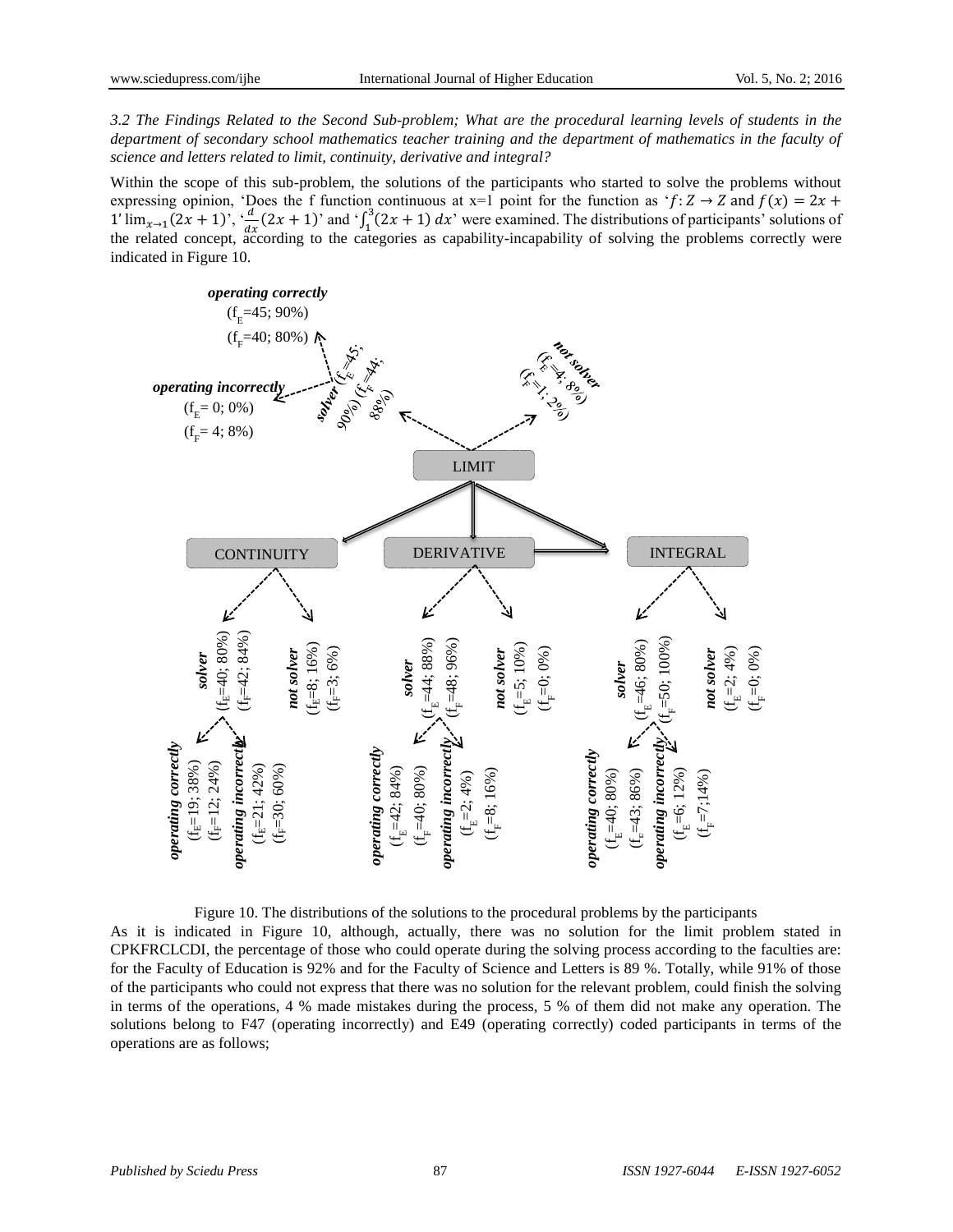*3.2 The Findings Related to the Second Sub-problem; What are the procedural learning levels of students in the department of secondary school mathematics teacher training and the department of mathematics in the faculty of science and letters related to limit, continuity, derivative and integral?*

Within the scope of this sub-problem, the solutions of the participants who started to solve the problems without expressing opinion, 'Does the f function continuous at x=1 point for the function as '$f: Z \rightarrow Z$ and $f(x) = 2x + 1$' $\lim_{x\rightarrow1}(2x+1)$', '$\frac{d}{dx}(2x+1)$' and '$\int_1^3(2x+1)\,dx$' were examined. The distributions of participants' solutions of the related concept, according to the categories as capability-incapability of solving the problems correctly were indicated in Figure 10.

**LIMIT**
- ***solver*** ($f_E$=45; 90%) ($f_F$=44; 88%)
  - ***operating correctly*** ($f_E$=45; 90%) ($f_F$=40; 80%)
  - ***operating incorrectly*** ($f_E$= 0; 0%) ($f_F$= 4; 8%)
- ***not solver*** ($f_E$=4; 8%) ($f_F$=1; 2%)

**CONTINUITY**
- ***solver*** ($f_E$=40; 80%) ($f_F$=42; 84%)
  - ***operating correctly*** ($f_E$=19; 38%) ($f_F$=12; 24%)
  - ***operating incorrectly*** ($f_E$=21; 42%) ($f_F$=30; 60%)
- ***not solver*** ($f_E$=8; 16%) ($f_F$=3; 6%)

**DERIVATIVE**
- ***solver*** ($f_E$=44; 88%) ($f_F$=48; 96%)
  - ***operating correctly*** ($f_E$=42; 84%) ($f_F$=40; 80%)
  - ***operating incorrectly*** ($f_E$=2; 4%) ($f_F$=8; 16%)
- ***not solver*** ($f_E$=5; 10%) ($f_F$=0; 0%)

**INTEGRAL**
- ***solver*** ($f_E$=46; 80%) ($f_F$=50; 100%)
  - ***operating correctly*** ($f_E$=40; 80%) ($f_F$=43; 86%)
  - ***operating incorrectly*** ($f_E$=6; 12%) ($f_F$=7;14%)
- ***not solver*** ($f_E$=2; 4%) ($f_F$=0; 0%)

Figure 10. The distributions of the solutions to the procedural problems by the participants

As it is indicated in Figure 10, although, actually, there was no solution for the limit problem stated in CPKFRCLCDI, the percentage of those who could operate during the solving process according to the faculties are: for the Faculty of Education is 92% and for the Faculty of Science and Letters is 89 %. Totally, while 91% of those of the participants who could not express that there was no solution for the relevant problem, could finish the solving in terms of the operations, 4 % made mistakes during the process, 5 % of them did not make any operation. The solutions belong to F47 (operating incorrectly) and E49 (operating correctly) coded participants in terms of the operations are as follows;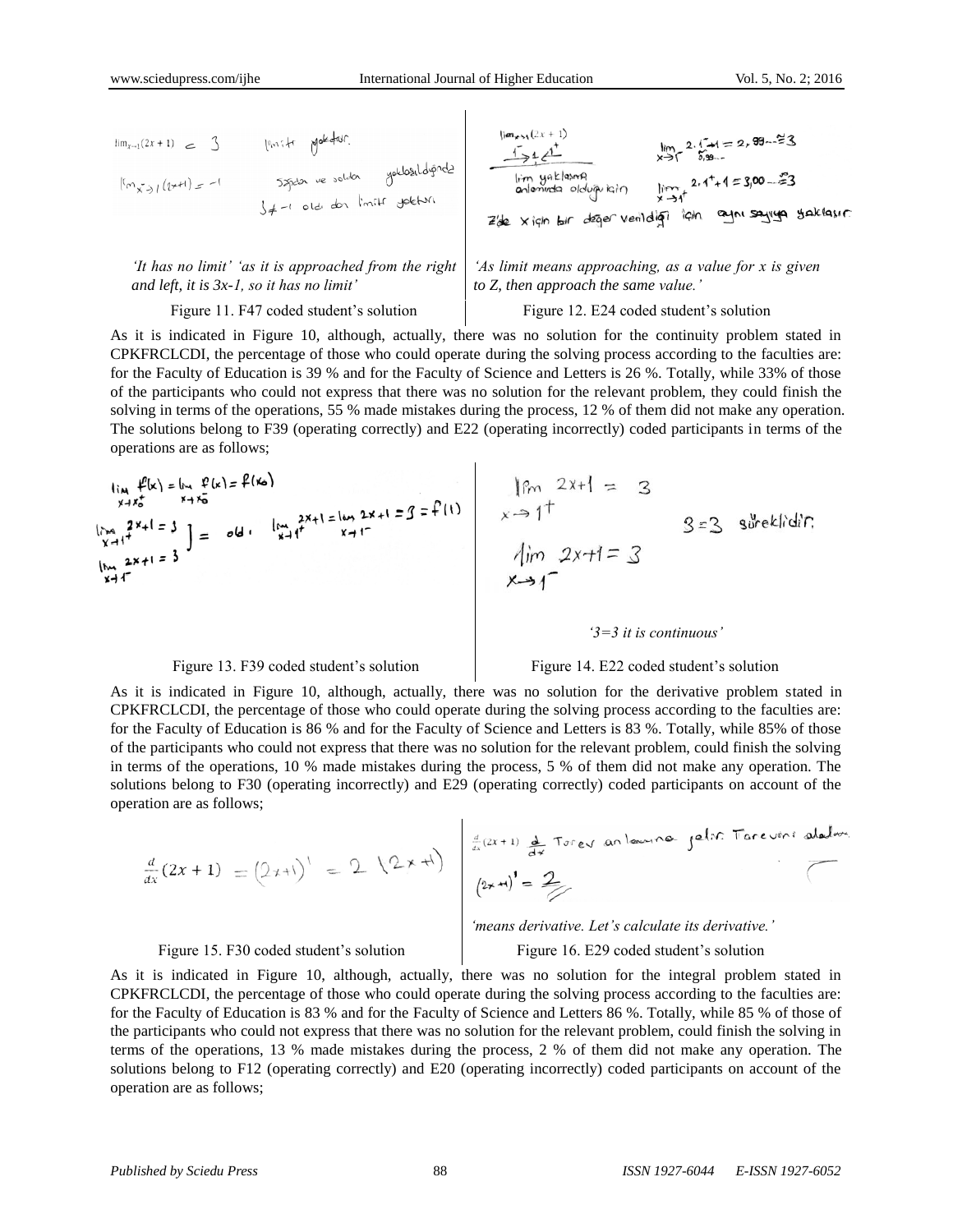*'It has no limit' 'as it is approached from the right and left, it is 3x-1, so it has no limit'*

Figure 11. F47 coded student's solution

*'As limit means approaching, as a value for x is given to Z, then approach the same value.'*

Figure 12. E24 coded student's solution

As it is indicated in Figure 10, although, actually, there was no solution for the continuity problem stated in CPKFRCLCDI, the percentage of those who could operate during the solving process according to the faculties are: for the Faculty of Education is 39 % and for the Faculty of Science and Letters is 26 %. Totally, while 33% of those of the participants who could not express that there was no solution for the relevant problem, they could finish the solving in terms of the operations, 55 % made mistakes during the process, 12 % of them did not make any operation. The solutions belong to F39 (operating correctly) and E22 (operating incorrectly) coded participants in terms of the operations are as follows;

Figure 13. F39 coded student's solution

*'3=3 it is continuous'*

Figure 14. E22 coded student's solution

As it is indicated in Figure 10, although, actually, there was no solution for the derivative problem stated in CPKFRCLCDI, the percentage of those who could operate during the solving process according to the faculties are: for the Faculty of Education is 86 % and for the Faculty of Science and Letters is 83 %. Totally, while 85% of those of the participants who could not express that there was no solution for the relevant problem, could finish the solving in terms of the operations, 10 % made mistakes during the process, 5 % of them did not make any operation. The solutions belong to F30 (operating incorrectly) and E29 (operating correctly) coded participants on account of the operation are as follows;

Figure 15. F30 coded student's solution

*'means derivative. Let's calculate its derivative.'*

Figure 16. E29 coded student's solution

As it is indicated in Figure 10, although, actually, there was no solution for the integral problem stated in CPKFRCLCDI, the percentage of those who could operate during the solving process according to the faculties are: for the Faculty of Education is 83 % and for the Faculty of Science and Letters 86 %. Totally, while 85 % of those of the participants who could not express that there was no solution for the relevant problem, could finish the solving in terms of the operations, 13 % made mistakes during the process, 2 % of them did not make any operation. The solutions belong to F12 (operating correctly) and E20 (operating incorrectly) coded participants on account of the operation are as follows;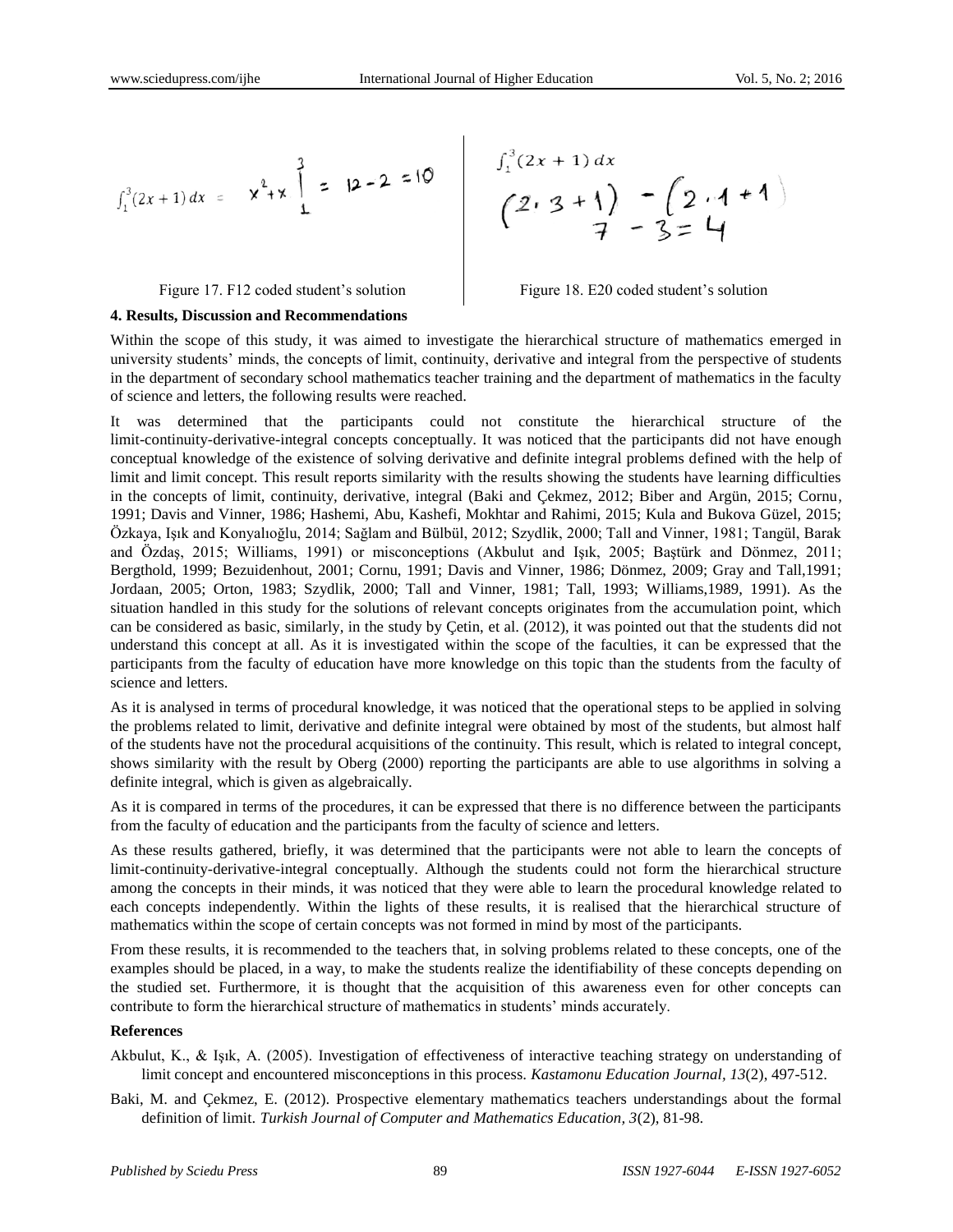$$\int_1^3 (2x+1)\,dx = x^2+x \Big|_1^3 = 12-2=10$$

Figure 17. F12 coded student's solution

$$\int_1^3 (2x+1)\,dx$$
$$(2\cdot 3+1)-(2\cdot 1+1)$$
$$7-3=4$$

Figure 18. E20 coded student's solution

## 4. Results, Discussion and Recommendations

Within the scope of this study, it was aimed to investigate the hierarchical structure of mathematics emerged in university students' minds, the concepts of limit, continuity, derivative and integral from the perspective of students in the department of secondary school mathematics teacher training and the department of mathematics in the faculty of science and letters, the following results were reached.

It was determined that the participants could not constitute the hierarchical structure of the limit-continuity-derivative-integral concepts conceptually. It was noticed that the participants did not have enough conceptual knowledge of the existence of solving derivative and definite integral problems defined with the help of limit and limit concept. This result reports similarity with the results showing the students have learning difficulties in the concepts of limit, continuity, derivative, integral (Baki and Çekmez, 2012; Biber and Argün, 2015; Cornu, 1991; Davis and Vinner, 1986; Hashemi, Abu, Kashefi, Mokhtar and Rahimi, 2015; Kula and Bukova Güzel, 2015; Özkaya, Işık and Konyalıoğlu, 2014; Sağlam and Bülbül, 2012; Szydlik, 2000; Tall and Vinner, 1981; Tangül, Barak and Özdaş, 2015; Williams, 1991) or misconceptions (Akbulut and Işık, 2005; Baştürk and Dönmez, 2011; Bergthold, 1999; Bezuidenhout, 2001; Cornu, 1991; Davis and Vinner, 1986; Dönmez, 2009; Gray and Tall,1991; Jordaan, 2005; Orton, 1983; Szydlik, 2000; Tall and Vinner, 1981; Tall, 1993; Williams,1989, 1991). As the situation handled in this study for the solutions of relevant concepts originates from the accumulation point, which can be considered as basic, similarly, in the study by Çetin, et al. (2012), it was pointed out that the students did not understand this concept at all. As it is investigated within the scope of the faculties, it can be expressed that the participants from the faculty of education have more knowledge on this topic than the students from the faculty of science and letters.

As it is analysed in terms of procedural knowledge, it was noticed that the operational steps to be applied in solving the problems related to limit, derivative and definite integral were obtained by most of the students, but almost half of the students have not the procedural acquisitions of the continuity. This result, which is related to integral concept, shows similarity with the result by Oberg (2000) reporting the participants are able to use algorithms in solving a definite integral, which is given as algebraically.

As it is compared in terms of the procedures, it can be expressed that there is no difference between the participants from the faculty of education and the participants from the faculty of science and letters.

As these results gathered, briefly, it was determined that the participants were not able to learn the concepts of limit-continuity-derivative-integral conceptually. Although the students could not form the hierarchical structure among the concepts in their minds, it was noticed that they were able to learn the procedural knowledge related to each concepts independently. Within the lights of these results, it is realised that the hierarchical structure of mathematics within the scope of certain concepts was not formed in mind by most of the participants.

From these results, it is recommended to the teachers that, in solving problems related to these concepts, one of the examples should be placed, in a way, to make the students realize the identifiability of these concepts depending on the studied set. Furthermore, it is thought that the acquisition of this awareness even for other concepts can contribute to form the hierarchical structure of mathematics in students' minds accurately.

## References

Akbulut, K., & Işık, A. (2005). Investigation of effectiveness of interactive teaching strategy on understanding of limit concept and encountered misconceptions in this process. *Kastamonu Education Journal, 13*(2), 497-512.

Baki, M. and Çekmez, E. (2012). Prospective elementary mathematics teachers understandings about the formal definition of limit. *Turkish Journal of Computer and Mathematics Education, 3*(2), 81-98.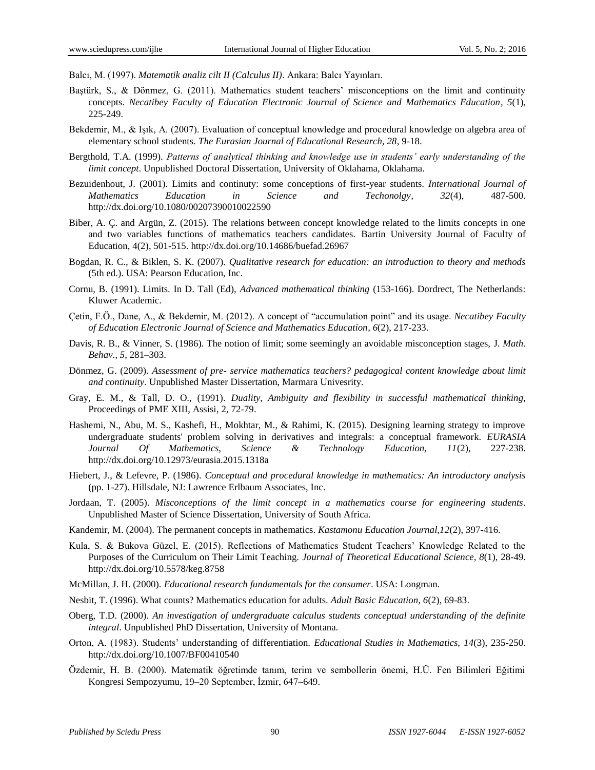Balcı, M. (1997). *Matematik analiz cilt II (Calculus II)*. Ankara: Balcı Yayınları.

Baştürk, S., & Dönmez, G. (2011). Mathematics student teachers' misconceptions on the limit and continuity concepts. *Necatibey Faculty of Education Electronic Journal of Science and Mathematics Education*, *5*(1), 225-249.

Bekdemir, M., & Işık, A. (2007). Evaluation of conceptual knowledge and procedural knowledge on algebra area of elementary school students. *The Eurasian Journal of Educational Research*, *28*, 9-18.

Bergthold, T.A. (1999). *Patterns of analytical thinking and knowledge use in students' early understanding of the limit concept*. Unpublished Doctoral Dissertation, University of Oklahama, Oklahama.

Bezuidenhout, J. (2001). Limits and continuty: some conceptions of first-year students. *International Journal of Mathematics Education in Science and Techonolgy*, *32*(4), 487-500. http://dx.doi.org/10.1080/00207390010022590

Biber, A. Ç. and Argün, Z. (2015). The relations between concept knowledge related to the limits concepts in one and two variables functions of mathematics teachers candidates. Bartin University Journal of Faculty of Education, 4(2), 501-515. http://dx.doi.org/10.14686/buefad.26967

Bogdan, R. C., & Biklen, S. K. (2007). *Qualitative research for education: an introduction to theory and methods* (5th ed.). USA: Pearson Education, Inc.

Cornu, B. (1991). Limits. In D. Tall (Ed), *Advanced mathematical thinking* (153-166). Dordrect, The Netherlands: Kluwer Academic.

Çetin, F.Ö., Dane, A., & Bekdemir, M. (2012). A concept of "accumulation point" and its usage. *Necatibey Faculty of Education Electronic Journal of Science and Mathematics Education*, *6*(2), 217-233.

Davis, R. B., & Vinner, S. (1986). The notion of limit; some seemingly an avoidable misconception stages, J. *Math. Behav., 5*, 281–303.

Dönmez, G. (2009). *Assessment of pre- service mathematics teachers? pedagogical content knowledge about limit and continuity*. Unpublished Master Dissertation, Marmara Univesrity.

Gray, E. M., & Tall, D. O., (1991). *Duality, Ambiguity and flexibility in successful mathematical thinking*, Proceedings of PME XIII, Assisi, 2, 72-79.

Hashemi, N., Abu, M. S., Kashefi, H., Mokhtar, M., & Rahimi, K. (2015). Designing learning strategy to improve undergraduate students' problem solving in derivatives and integrals: a conceptual framework. *EURASIA Journal Of Mathematics, Science & Technology Education, 11*(2), 227-238. http://dx.doi.org/10.12973/eurasia.2015.1318a

Hiebert, J., & Lefevre, P. (1986). *Conceptual and procedural knowledge in mathematics: An introductory analysis* (pp. 1-27). Hillsdale, NJ: Lawrence Erlbaum Associates, Inc.

Jordaan, T. (2005). *Misconceptions of the limit concept in a mathematics course for engineering students*. Unpublished Master of Science Dissertation, University of South Africa.

Kandemir, M. (2004). The permanent concepts in mathematics. *Kastamonu Education Journal,12*(2), 397-416.

Kula, S. & Bukova Güzel, E. (2015). Reflections of Mathematics Student Teachers' Knowledge Related to the Purposes of the Curriculum on Their Limit Teaching. *Journal of Theoretical Educational Science, 8*(1), 28-49. http://dx.doi.org/10.5578/keg.8758

McMillan, J. H. (2000). *Educational research fundamentals for the consumer*. USA: Longman.

Nesbit, T. (1996). What counts? Mathematics education for adults. *Adult Basic Education, 6*(2), 69-83.

Oberg, T.D. (2000). *An investigation of undergraduate calculus students conceptual understanding of the definite integral*. Unpublished PhD Dissertation, University of Montana.

Orton, A. (1983). Students' understanding of differentiation. *Educational Studies in Mathematics, 14*(3), 235-250. http://dx.doi.org/10.1007/BF00410540

Özdemir, H. B. (2000). Matematik öğretimde tanım, terim ve sembollerin önemi, H.Ü. Fen Bilimleri Eğitimi Kongresi Sempozyumu, 19–20 September, İzmir, 647–649.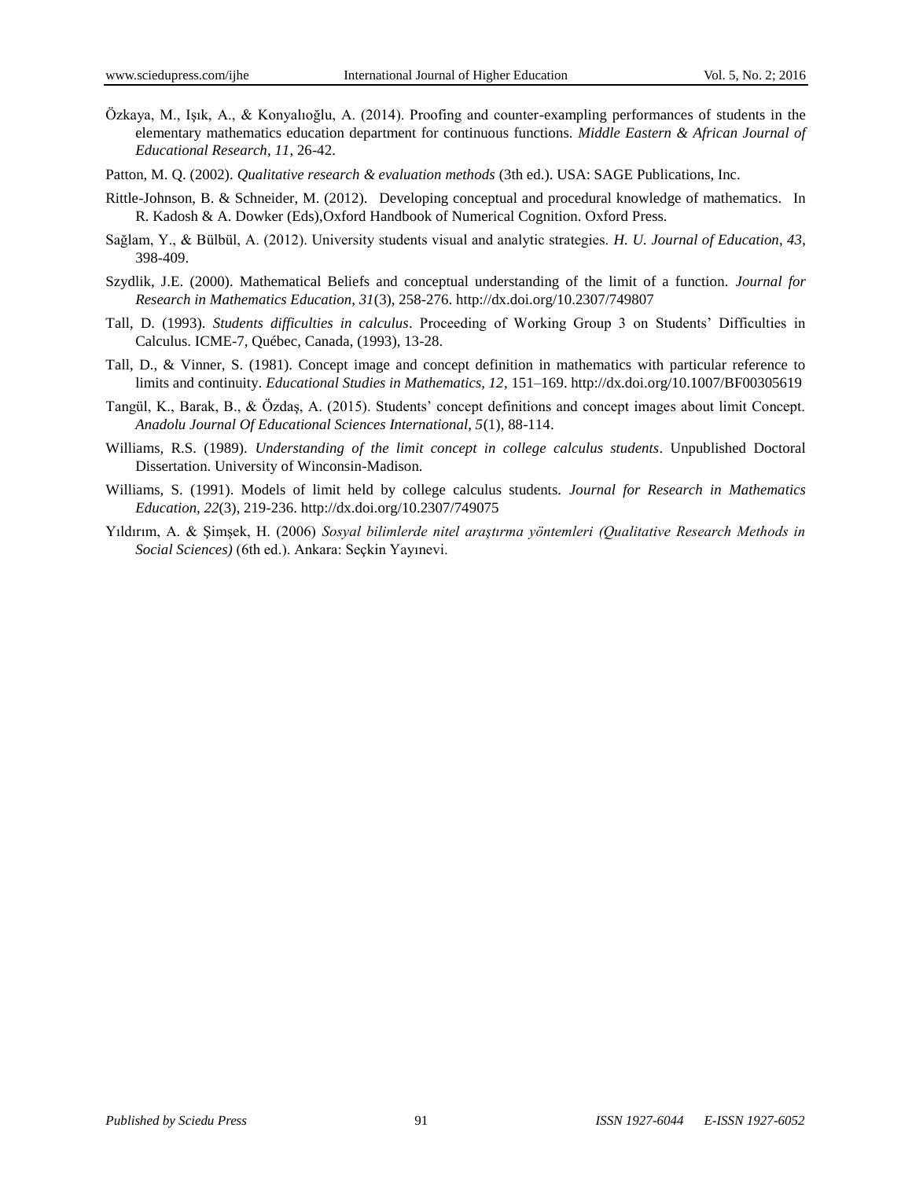Özkaya, M., Işık, A., & Konyalıoğlu, A. (2014). Proofing and counter-exampling performances of students in the elementary mathematics education department for continuous functions. *Middle Eastern & African Journal of Educational Research, 11*, 26-42.

Patton, M. Q. (2002). *Qualitative research & evaluation methods* (3th ed.). USA: SAGE Publications, Inc.

Rittle-Johnson, B. & Schneider, M. (2012). Developing conceptual and procedural knowledge of mathematics. In R. Kadosh & A. Dowker (Eds),Oxford Handbook of Numerical Cognition. Oxford Press.

Sağlam, Y., & Bülbül, A. (2012). University students visual and analytic strategies. *H. U. Journal of Education, 43*, 398-409.

Szydlik, J.E. (2000). Mathematical Beliefs and conceptual understanding of the limit of a function. *Journal for Research in Mathematics Education, 31*(3), 258-276. http://dx.doi.org/10.2307/749807

Tall, D. (1993). *Students difficulties in calculus*. Proceeding of Working Group 3 on Students' Difficulties in Calculus. ICME-7, Québec, Canada, (1993), 13-28.

Tall, D., & Vinner, S. (1981). Concept image and concept definition in mathematics with particular reference to limits and continuity. *Educational Studies in Mathematics, 12*, 151–169. http://dx.doi.org/10.1007/BF00305619

Tangül, K., Barak, B., & Özdaş, A. (2015). Students' concept definitions and concept images about limit Concept. *Anadolu Journal Of Educational Sciences International, 5*(1), 88-114.

Williams, R.S. (1989). *Understanding of the limit concept in college calculus students*. Unpublished Doctoral Dissertation. University of Winconsin-Madison.

Williams, S. (1991). Models of limit held by college calculus students. *Journal for Research in Mathematics Education, 22*(3), 219-236. http://dx.doi.org/10.2307/749075

Yıldırım, A. & Şimşek, H. (2006) *Sosyal bilimlerde nitel araştırma yöntemleri (Qualitative Research Methods in Social Sciences)* (6th ed.). Ankara: Seçkin Yayınevi.